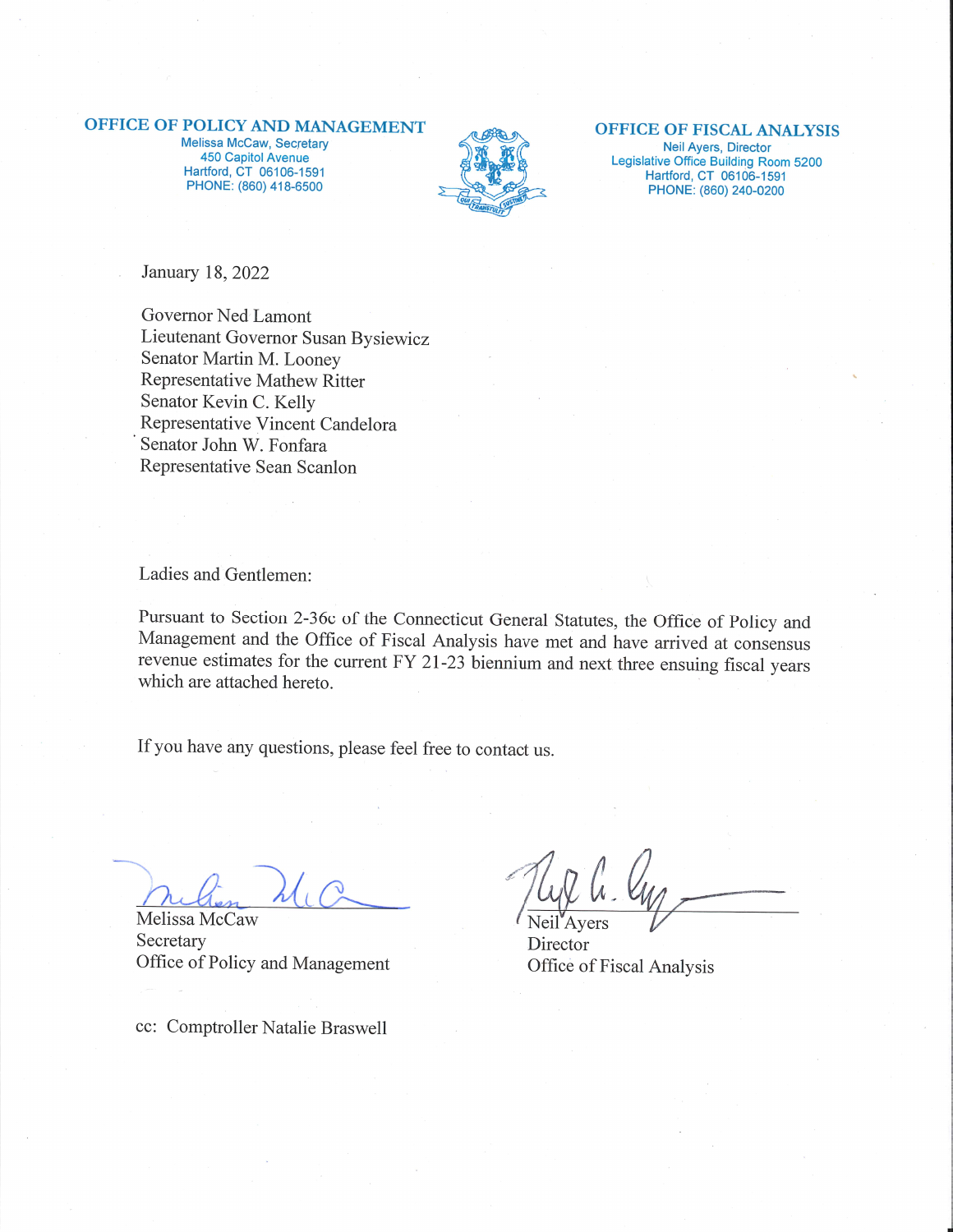**OFFICE OF POLICY AND MANAGEMENT**
Melissa McCaw, Secretary
450 Capitol Avenue
Hartford, CT 06106-1591
PHONE: (860) 418-6500

**OFFICE OF FISCAL ANALYSIS**
Neil Ayers, Director
Legislative Office Building Room 5200
Hartford, CT 06106-1591
PHONE: (860) 240-0200

January 18, 2022

Governor Ned Lamont
Lieutenant Governor Susan Bysiewicz
Senator Martin M. Looney
Representative Mathew Ritter
Senator Kevin C. Kelly
Representative Vincent Candelora
Senator John W. Fonfara
Representative Sean Scanlon

Ladies and Gentlemen:

Pursuant to Section 2-36c of the Connecticut General Statutes, the Office of Policy and Management and the Office of Fiscal Analysis have met and have arrived at consensus revenue estimates for the current FY 21-23 biennium and next three ensuing fiscal years which are attached hereto.

If you have any questions, please feel free to contact us.

Melissa McCaw
Secretary
Office of Policy and Management

Neil Ayers
Director
Office of Fiscal Analysis

cc: Comptroller Natalie Braswell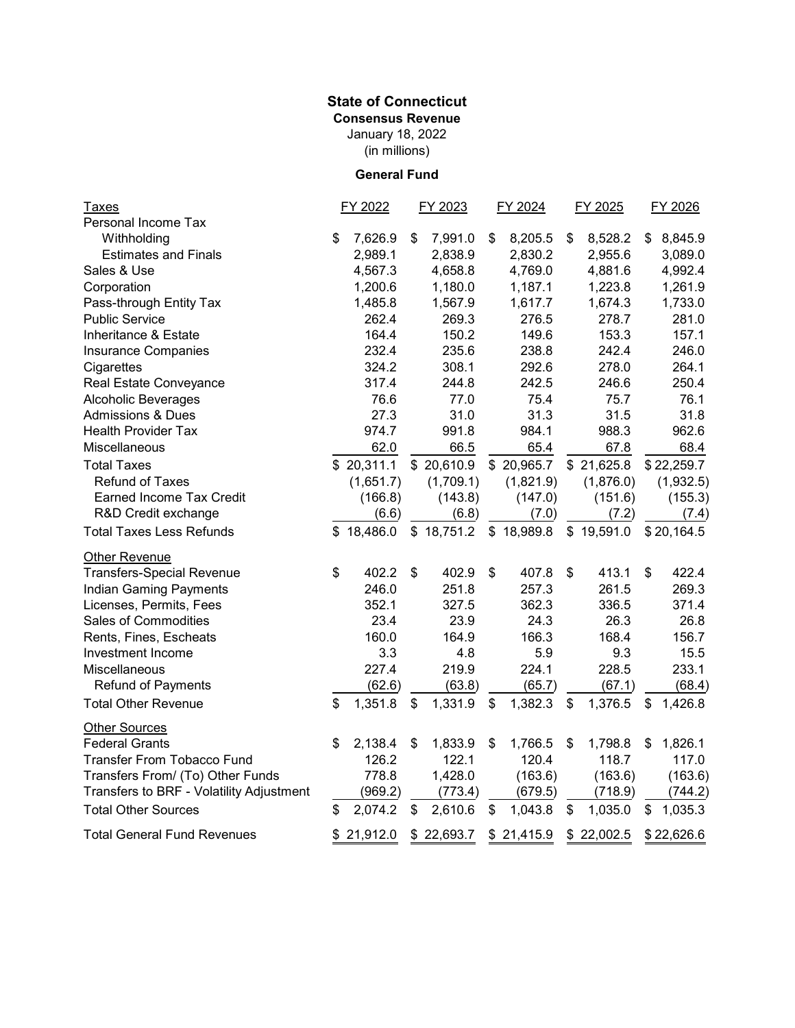# State of Connecticut

**Consensus Revenue**

January 18, 2022

(in millions)

**General Fund**

| Taxes | FY 2022 | FY 2023 | FY 2024 | FY 2025 | FY 2026 |
|---|---|---|---|---|---|
| Personal Income Tax | | | | | |
| Withholding | $ 7,626.9 | $ 7,991.0 | $ 8,205.5 | $ 8,528.2 | $ 8,845.9 |
| Estimates and Finals | 2,989.1 | 2,838.9 | 2,830.2 | 2,955.6 | 3,089.0 |
| Sales & Use | 4,567.3 | 4,658.8 | 4,769.0 | 4,881.6 | 4,992.4 |
| Corporation | 1,200.6 | 1,180.0 | 1,187.1 | 1,223.8 | 1,261.9 |
| Pass-through Entity Tax | 1,485.8 | 1,567.9 | 1,617.7 | 1,674.3 | 1,733.0 |
| Public Service | 262.4 | 269.3 | 276.5 | 278.7 | 281.0 |
| Inheritance & Estate | 164.4 | 150.2 | 149.6 | 153.3 | 157.1 |
| Insurance Companies | 232.4 | 235.6 | 238.8 | 242.4 | 246.0 |
| Cigarettes | 324.2 | 308.1 | 292.6 | 278.0 | 264.1 |
| Real Estate Conveyance | 317.4 | 244.8 | 242.5 | 246.6 | 250.4 |
| Alcoholic Beverages | 76.6 | 77.0 | 75.4 | 75.7 | 76.1 |
| Admissions & Dues | 27.3 | 31.0 | 31.3 | 31.5 | 31.8 |
| Health Provider Tax | 974.7 | 991.8 | 984.1 | 988.3 | 962.6 |
| Miscellaneous | 62.0 | 66.5 | 65.4 | 67.8 | 68.4 |
| Total Taxes | $ 20,311.1 | $ 20,610.9 | $ 20,965.7 | $ 21,625.8 | $ 22,259.7 |
| Refund of Taxes | (1,651.7) | (1,709.1) | (1,821.9) | (1,876.0) | (1,932.5) |
| Earned Income Tax Credit | (166.8) | (143.8) | (147.0) | (151.6) | (155.3) |
| R&D Credit exchange | (6.6) | (6.8) | (7.0) | (7.2) | (7.4) |
| Total Taxes Less Refunds | $ 18,486.0 | $ 18,751.2 | $ 18,989.8 | $ 19,591.0 | $ 20,164.5 |
| **Other Revenue** | | | | | |
| Transfers-Special Revenue | $ 402.2 | $ 402.9 | $ 407.8 | $ 413.1 | $ 422.4 |
| Indian Gaming Payments | 246.0 | 251.8 | 257.3 | 261.5 | 269.3 |
| Licenses, Permits, Fees | 352.1 | 327.5 | 362.3 | 336.5 | 371.4 |
| Sales of Commodities | 23.4 | 23.9 | 24.3 | 26.3 | 26.8 |
| Rents, Fines, Escheats | 160.0 | 164.9 | 166.3 | 168.4 | 156.7 |
| Investment Income | 3.3 | 4.8 | 5.9 | 9.3 | 15.5 |
| Miscellaneous | 227.4 | 219.9 | 224.1 | 228.5 | 233.1 |
| Refund of Payments | (62.6) | (63.8) | (65.7) | (67.1) | (68.4) |
| Total Other Revenue | $ 1,351.8 | $ 1,331.9 | $ 1,382.3 | $ 1,376.5 | $ 1,426.8 |
| **Other Sources** | | | | | |
| Federal Grants | $ 2,138.4 | $ 1,833.9 | $ 1,766.5 | $ 1,798.8 | $ 1,826.1 |
| Transfer From Tobacco Fund | 126.2 | 122.1 | 120.4 | 118.7 | 117.0 |
| Transfers From/ (To) Other Funds | 778.8 | 1,428.0 | (163.6) | (163.6) | (163.6) |
| Transfers to BRF - Volatility Adjustment | (969.2) | (773.4) | (679.5) | (718.9) | (744.2) |
| Total Other Sources | $ 2,074.2 | $ 2,610.6 | $ 1,043.8 | $ 1,035.0 | $ 1,035.3 |
| Total General Fund Revenues | $ 21,912.0 | $ 22,693.7 | $ 21,415.9 | $ 22,002.5 | $ 22,626.6 |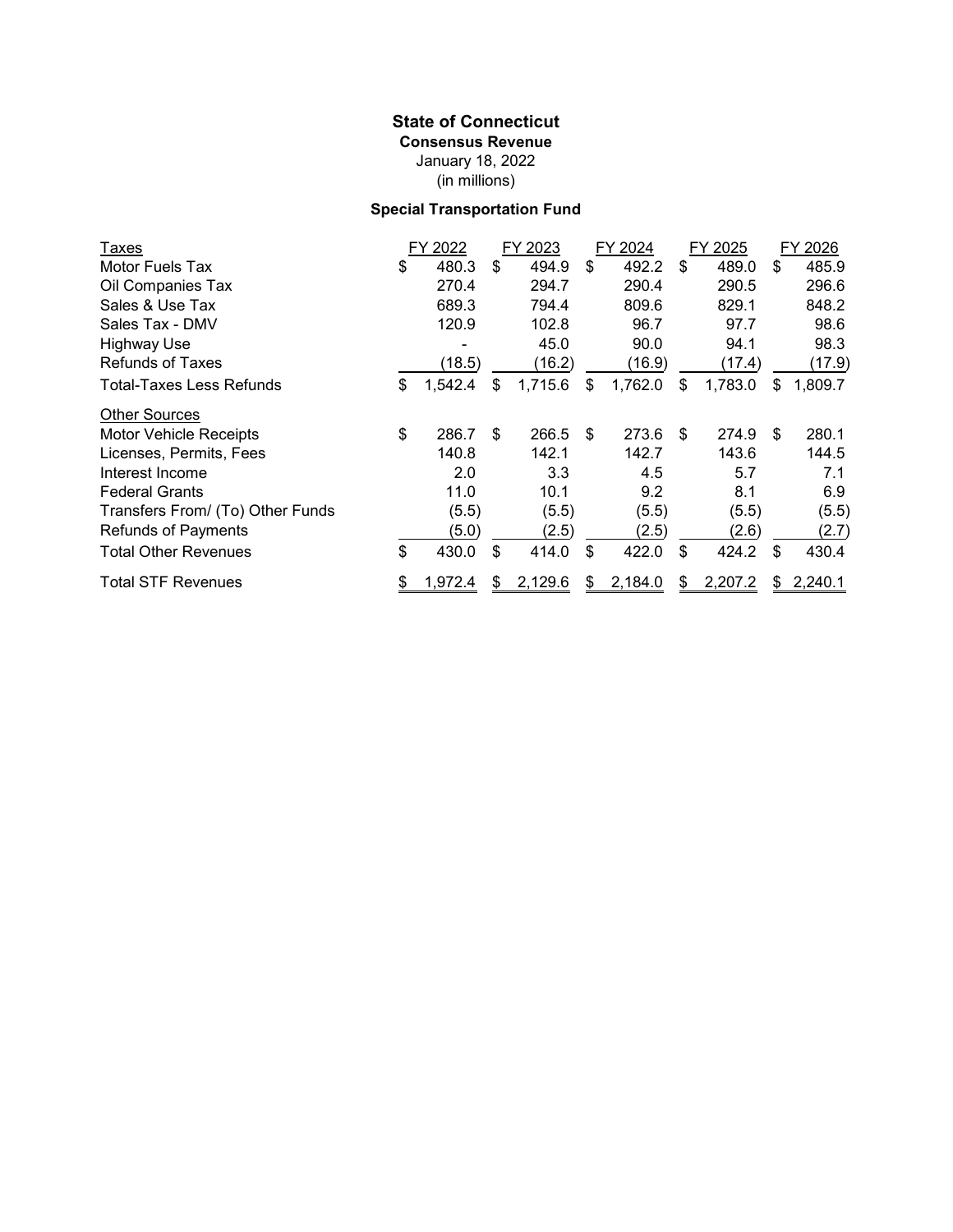# State of Connecticut

## Consensus Revenue

January 18, 2022

(in millions)

### Special Transportation Fund

| Taxes | FY 2022 | FY 2023 | FY 2024 | FY 2025 | FY 2026 |
|---|---|---|---|---|---|
| Motor Fuels Tax | $ 480.3 | $ 494.9 | $ 492.2 | $ 489.0 | $ 485.9 |
| Oil Companies Tax | 270.4 | 294.7 | 290.4 | 290.5 | 296.6 |
| Sales & Use Tax | 689.3 | 794.4 | 809.6 | 829.1 | 848.2 |
| Sales Tax - DMV | 120.9 | 102.8 | 96.7 | 97.7 | 98.6 |
| Highway Use | - | 45.0 | 90.0 | 94.1 | 98.3 |
| Refunds of Taxes | (18.5) | (16.2) | (16.9) | (17.4) | (17.9) |
| Total-Taxes Less Refunds | $ 1,542.4 | $ 1,715.6 | $ 1,762.0 | $ 1,783.0 | $ 1,809.7 |
| Other Sources | | | | | |
| Motor Vehicle Receipts | $ 286.7 | $ 266.5 | $ 273.6 | $ 274.9 | $ 280.1 |
| Licenses, Permits, Fees | 140.8 | 142.1 | 142.7 | 143.6 | 144.5 |
| Interest Income | 2.0 | 3.3 | 4.5 | 5.7 | 7.1 |
| Federal Grants | 11.0 | 10.1 | 9.2 | 8.1 | 6.9 |
| Transfers From/ (To) Other Funds | (5.5) | (5.5) | (5.5) | (5.5) | (5.5) |
| Refunds of Payments | (5.0) | (2.5) | (2.5) | (2.6) | (2.7) |
| Total Other Revenues | $ 430.0 | $ 414.0 | $ 422.0 | $ 424.2 | $ 430.4 |
| Total STF Revenues | $ 1,972.4 | $ 2,129.6 | $ 2,184.0 | $ 2,207.2 | $ 2,240.1 |